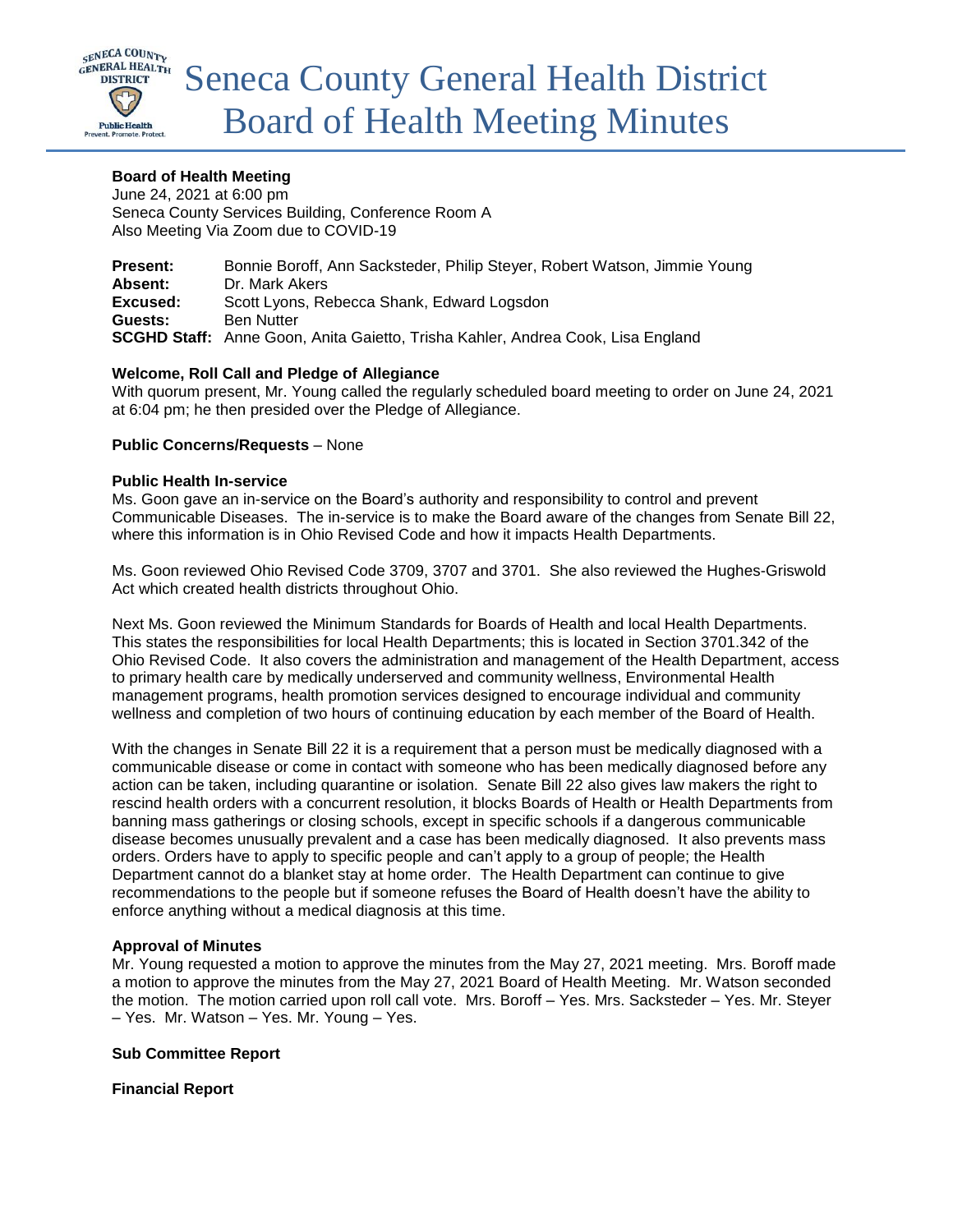# Seneca County General Health District Board of Health Meeting Minutes

**Board of Health Meeting**
June 24, 2021 at 6:00 pm
Seneca County Services Building, Conference Room A
Also Meeting Via Zoom due to COVID-19

**Present:** Bonnie Boroff, Ann Sacksteder, Philip Steyer, Robert Watson, Jimmie Young
**Absent:** Dr. Mark Akers
**Excused:** Scott Lyons, Rebecca Shank, Edward Logsdon
**Guests:** Ben Nutter
**SCGHD Staff:** Anne Goon, Anita Gaietto, Trisha Kahler, Andrea Cook, Lisa England

**Welcome, Roll Call and Pledge of Allegiance**
With quorum present, Mr. Young called the regularly scheduled board meeting to order on June 24, 2021 at 6:04 pm; he then presided over the Pledge of Allegiance.

**Public Concerns/Requests** – None

**Public Health In-service**
Ms. Goon gave an in-service on the Board's authority and responsibility to control and prevent Communicable Diseases. The in-service is to make the Board aware of the changes from Senate Bill 22, where this information is in Ohio Revised Code and how it impacts Health Departments.

Ms. Goon reviewed Ohio Revised Code 3709, 3707 and 3701. She also reviewed the Hughes-Griswold Act which created health districts throughout Ohio.

Next Ms. Goon reviewed the Minimum Standards for Boards of Health and local Health Departments. This states the responsibilities for local Health Departments; this is located in Section 3701.342 of the Ohio Revised Code. It also covers the administration and management of the Health Department, access to primary health care by medically underserved and community wellness, Environmental Health management programs, health promotion services designed to encourage individual and community wellness and completion of two hours of continuing education by each member of the Board of Health.

With the changes in Senate Bill 22 it is a requirement that a person must be medically diagnosed with a communicable disease or come in contact with someone who has been medically diagnosed before any action can be taken, including quarantine or isolation. Senate Bill 22 also gives law makers the right to rescind health orders with a concurrent resolution, it blocks Boards of Health or Health Departments from banning mass gatherings or closing schools, except in specific schools if a dangerous communicable disease becomes unusually prevalent and a case has been medically diagnosed. It also prevents mass orders. Orders have to apply to specific people and can't apply to a group of people; the Health Department cannot do a blanket stay at home order. The Health Department can continue to give recommendations to the people but if someone refuses the Board of Health doesn't have the ability to enforce anything without a medical diagnosis at this time.

**Approval of Minutes**
Mr. Young requested a motion to approve the minutes from the May 27, 2021 meeting. Mrs. Boroff made a motion to approve the minutes from the May 27, 2021 Board of Health Meeting. Mr. Watson seconded the motion. The motion carried upon roll call vote. Mrs. Boroff – Yes. Mrs. Sacksteder – Yes. Mr. Steyer – Yes. Mr. Watson – Yes. Mr. Young – Yes.

**Sub Committee Report**

**Financial Report**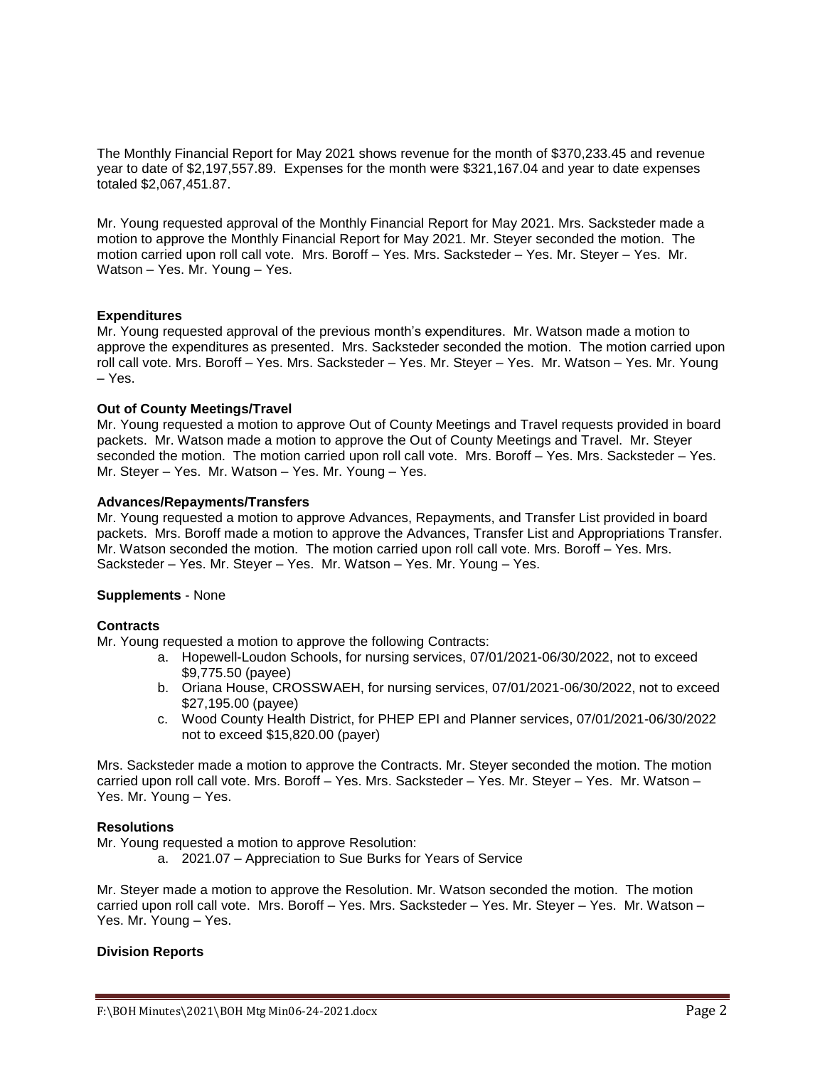The Monthly Financial Report for May 2021 shows revenue for the month of $370,233.45 and revenue year to date of $2,197,557.89. Expenses for the month were $321,167.04 and year to date expenses totaled $2,067,451.87.

Mr. Young requested approval of the Monthly Financial Report for May 2021. Mrs. Sacksteder made a motion to approve the Monthly Financial Report for May 2021. Mr. Steyer seconded the motion. The motion carried upon roll call vote. Mrs. Boroff – Yes. Mrs. Sacksteder – Yes. Mr. Steyer – Yes. Mr. Watson – Yes. Mr. Young – Yes.

**Expenditures**

Mr. Young requested approval of the previous month's expenditures. Mr. Watson made a motion to approve the expenditures as presented. Mrs. Sacksteder seconded the motion. The motion carried upon roll call vote. Mrs. Boroff – Yes. Mrs. Sacksteder – Yes. Mr. Steyer – Yes. Mr. Watson – Yes. Mr. Young – Yes.

**Out of County Meetings/Travel**

Mr. Young requested a motion to approve Out of County Meetings and Travel requests provided in board packets. Mr. Watson made a motion to approve the Out of County Meetings and Travel. Mr. Steyer seconded the motion. The motion carried upon roll call vote. Mrs. Boroff – Yes. Mrs. Sacksteder – Yes. Mr. Steyer – Yes. Mr. Watson – Yes. Mr. Young – Yes.

**Advances/Repayments/Transfers**

Mr. Young requested a motion to approve Advances, Repayments, and Transfer List provided in board packets. Mrs. Boroff made a motion to approve the Advances, Transfer List and Appropriations Transfer. Mr. Watson seconded the motion. The motion carried upon roll call vote. Mrs. Boroff – Yes. Mrs. Sacksteder – Yes. Mr. Steyer – Yes. Mr. Watson – Yes. Mr. Young – Yes.

**Supplements** - None

**Contracts**

Mr. Young requested a motion to approve the following Contracts:

a. Hopewell-Loudon Schools, for nursing services, 07/01/2021-06/30/2022, not to exceed $9,775.50 (payee)
b. Oriana House, CROSSWAEH, for nursing services, 07/01/2021-06/30/2022, not to exceed $27,195.00 (payee)
c. Wood County Health District, for PHEP EPI and Planner services, 07/01/2021-06/30/2022 not to exceed $15,820.00 (payer)

Mrs. Sacksteder made a motion to approve the Contracts. Mr. Steyer seconded the motion. The motion carried upon roll call vote. Mrs. Boroff – Yes. Mrs. Sacksteder – Yes. Mr. Steyer – Yes. Mr. Watson – Yes. Mr. Young – Yes.

**Resolutions**

Mr. Young requested a motion to approve Resolution:

a. 2021.07 – Appreciation to Sue Burks for Years of Service

Mr. Steyer made a motion to approve the Resolution. Mr. Watson seconded the motion. The motion carried upon roll call vote. Mrs. Boroff – Yes. Mrs. Sacksteder – Yes. Mr. Steyer – Yes. Mr. Watson – Yes. Mr. Young – Yes.

**Division Reports**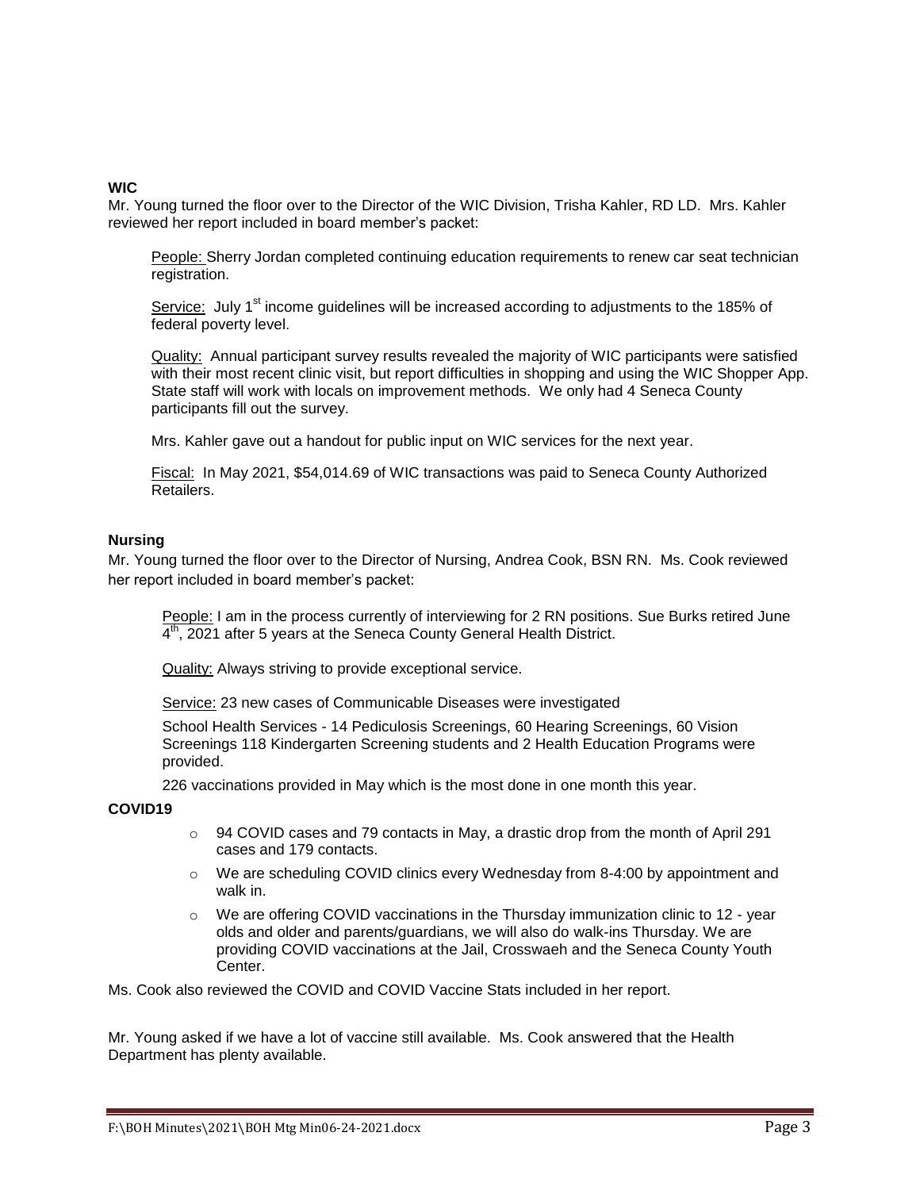**WIC**

Mr. Young turned the floor over to the Director of the WIC Division, Trisha Kahler, RD LD. Mrs. Kahler reviewed her report included in board member's packet:

People: Sherry Jordan completed continuing education requirements to renew car seat technician registration.

Service: July 1st income guidelines will be increased according to adjustments to the 185% of federal poverty level.

Quality: Annual participant survey results revealed the majority of WIC participants were satisfied with their most recent clinic visit, but report difficulties in shopping and using the WIC Shopper App. State staff will work with locals on improvement methods. We only had 4 Seneca County participants fill out the survey.

Mrs. Kahler gave out a handout for public input on WIC services for the next year.

Fiscal: In May 2021, $54,014.69 of WIC transactions was paid to Seneca County Authorized Retailers.

**Nursing**

Mr. Young turned the floor over to the Director of Nursing, Andrea Cook, BSN RN. Ms. Cook reviewed her report included in board member's packet:

People: I am in the process currently of interviewing for 2 RN positions. Sue Burks retired June 4th, 2021 after 5 years at the Seneca County General Health District.

Quality: Always striving to provide exceptional service.

Service: 23 new cases of Communicable Diseases were investigated

School Health Services - 14 Pediculosis Screenings, 60 Hearing Screenings, 60 Vision Screenings 118 Kindergarten Screening students and 2 Health Education Programs were provided.

226 vaccinations provided in May which is the most done in one month this year.

**COVID19**

- 94 COVID cases and 79 contacts in May, a drastic drop from the month of April 291 cases and 179 contacts.
- We are scheduling COVID clinics every Wednesday from 8-4:00 by appointment and walk in.
- We are offering COVID vaccinations in the Thursday immunization clinic to 12 - year olds and older and parents/guardians, we will also do walk-ins Thursday. We are providing COVID vaccinations at the Jail, Crosswaeh and the Seneca County Youth Center.

Ms. Cook also reviewed the COVID and COVID Vaccine Stats included in her report.

Mr. Young asked if we have a lot of vaccine still available. Ms. Cook answered that the Health Department has plenty available.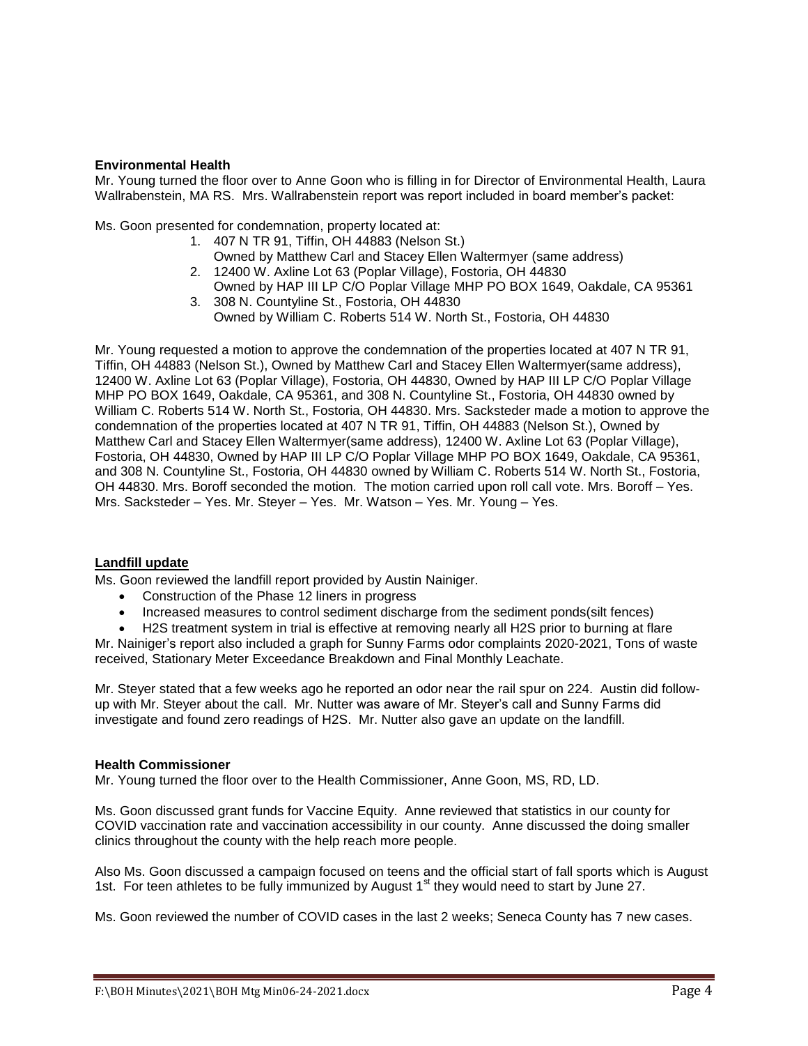**Environmental Health**

Mr. Young turned the floor over to Anne Goon who is filling in for Director of Environmental Health, Laura Wallrabenstein, MA RS. Mrs. Wallrabenstein report was report included in board member's packet:

Ms. Goon presented for condemnation, property located at:

1. 407 N TR 91, Tiffin, OH 44883 (Nelson St.)
   Owned by Matthew Carl and Stacey Ellen Waltermyer (same address)
2. 12400 W. Axline Lot 63 (Poplar Village), Fostoria, OH 44830
   Owned by HAP III LP C/O Poplar Village MHP PO BOX 1649, Oakdale, CA 95361
3. 308 N. Countyline St., Fostoria, OH 44830
   Owned by William C. Roberts 514 W. North St., Fostoria, OH 44830

Mr. Young requested a motion to approve the condemnation of the properties located at 407 N TR 91, Tiffin, OH 44883 (Nelson St.), Owned by Matthew Carl and Stacey Ellen Waltermyer(same address), 12400 W. Axline Lot 63 (Poplar Village), Fostoria, OH 44830, Owned by HAP III LP C/O Poplar Village MHP PO BOX 1649, Oakdale, CA 95361, and 308 N. Countyline St., Fostoria, OH 44830 owned by William C. Roberts 514 W. North St., Fostoria, OH 44830. Mrs. Sacksteder made a motion to approve the condemnation of the properties located at 407 N TR 91, Tiffin, OH 44883 (Nelson St.), Owned by Matthew Carl and Stacey Ellen Waltermyer(same address), 12400 W. Axline Lot 63 (Poplar Village), Fostoria, OH 44830, Owned by HAP III LP C/O Poplar Village MHP PO BOX 1649, Oakdale, CA 95361, and 308 N. Countyline St., Fostoria, OH 44830 owned by William C. Roberts 514 W. North St., Fostoria, OH 44830. Mrs. Boroff seconded the motion. The motion carried upon roll call vote. Mrs. Boroff – Yes. Mrs. Sacksteder – Yes. Mr. Steyer – Yes. Mr. Watson – Yes. Mr. Young – Yes.

**Landfill update**

Ms. Goon reviewed the landfill report provided by Austin Nainiger.

- Construction of the Phase 12 liners in progress
- Increased measures to control sediment discharge from the sediment ponds(silt fences)
- $H_2S$ treatment system in trial is effective at removing nearly all $H_2S$ prior to burning at flare

Mr. Nainiger's report also included a graph for Sunny Farms odor complaints 2020-2021, Tons of waste received, Stationary Meter Exceedance Breakdown and Final Monthly Leachate.

Mr. Steyer stated that a few weeks ago he reported an odor near the rail spur on 224. Austin did follow-up with Mr. Steyer about the call. Mr. Nutter was aware of Mr. Steyer's call and Sunny Farms did investigate and found zero readings of $H_2S$. Mr. Nutter also gave an update on the landfill.

**Health Commissioner**

Mr. Young turned the floor over to the Health Commissioner, Anne Goon, MS, RD, LD.

Ms. Goon discussed grant funds for Vaccine Equity. Anne reviewed that statistics in our county for COVID vaccination rate and vaccination accessibility in our county. Anne discussed the doing smaller clinics throughout the county with the help reach more people.

Also Ms. Goon discussed a campaign focused on teens and the official start of fall sports which is August 1st. For teen athletes to be fully immunized by August 1st they would need to start by June 27.

Ms. Goon reviewed the number of COVID cases in the last 2 weeks; Seneca County has 7 new cases.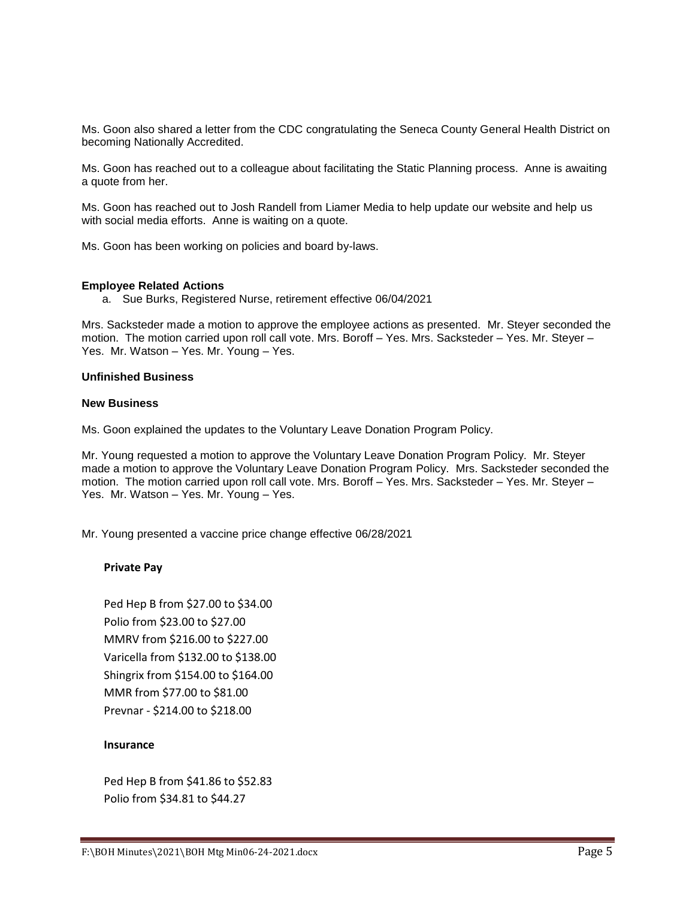Ms. Goon also shared a letter from the CDC congratulating the Seneca County General Health District on becoming Nationally Accredited.

Ms. Goon has reached out to a colleague about facilitating the Static Planning process. Anne is awaiting a quote from her.

Ms. Goon has reached out to Josh Randell from Liamer Media to help update our website and help us with social media efforts. Anne is waiting on a quote.

Ms. Goon has been working on policies and board by-laws.

**Employee Related Actions**

a. Sue Burks, Registered Nurse, retirement effective 06/04/2021

Mrs. Sacksteder made a motion to approve the employee actions as presented. Mr. Steyer seconded the motion. The motion carried upon roll call vote. Mrs. Boroff – Yes. Mrs. Sacksteder – Yes. Mr. Steyer – Yes. Mr. Watson – Yes. Mr. Young – Yes.

**Unfinished Business**

**New Business**

Ms. Goon explained the updates to the Voluntary Leave Donation Program Policy.

Mr. Young requested a motion to approve the Voluntary Leave Donation Program Policy. Mr. Steyer made a motion to approve the Voluntary Leave Donation Program Policy. Mrs. Sacksteder seconded the motion. The motion carried upon roll call vote. Mrs. Boroff – Yes. Mrs. Sacksteder – Yes. Mr. Steyer – Yes. Mr. Watson – Yes. Mr. Young – Yes.

Mr. Young presented a vaccine price change effective 06/28/2021

**Private Pay**

Ped Hep B from $27.00 to $34.00
Polio from $23.00 to $27.00
MMRV from $216.00 to $227.00
Varicella from $132.00 to $138.00
Shingrix from $154.00 to $164.00
MMR from $77.00 to $81.00
Prevnar - $214.00 to $218.00

**Insurance**

Ped Hep B from $41.86 to $52.83
Polio from $34.81 to $44.27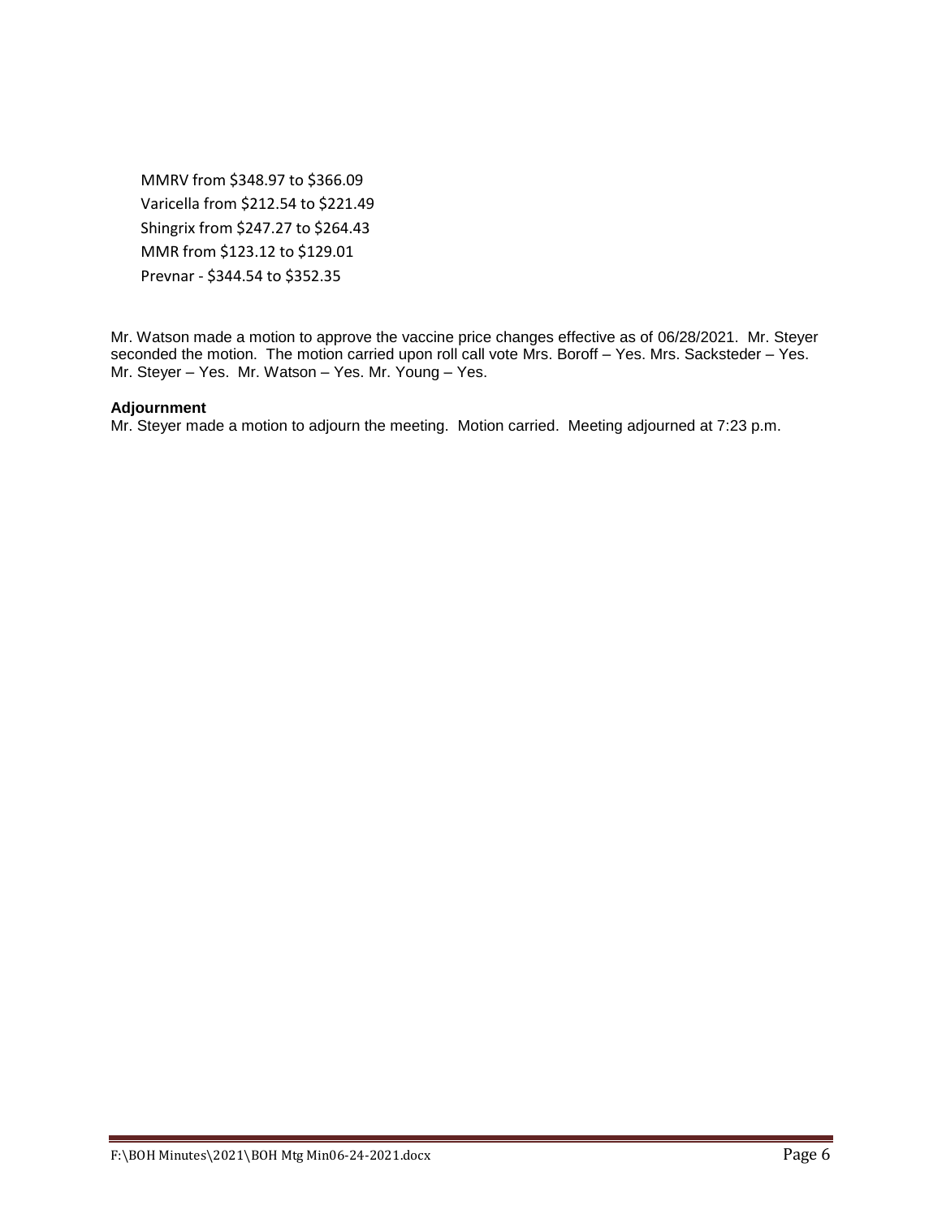MMRV from $348.97 to $366.09
Varicella from $212.54 to $221.49
Shingrix from $247.27 to $264.43
MMR from $123.12 to $129.01
Prevnar - $344.54 to $352.35

Mr. Watson made a motion to approve the vaccine price changes effective as of 06/28/2021. Mr. Steyer seconded the motion. The motion carried upon roll call vote Mrs. Boroff – Yes. Mrs. Sacksteder – Yes. Mr. Steyer – Yes. Mr. Watson – Yes. Mr. Young – Yes.

**Adjournment**

Mr. Steyer made a motion to adjourn the meeting. Motion carried. Meeting adjourned at 7:23 p.m.